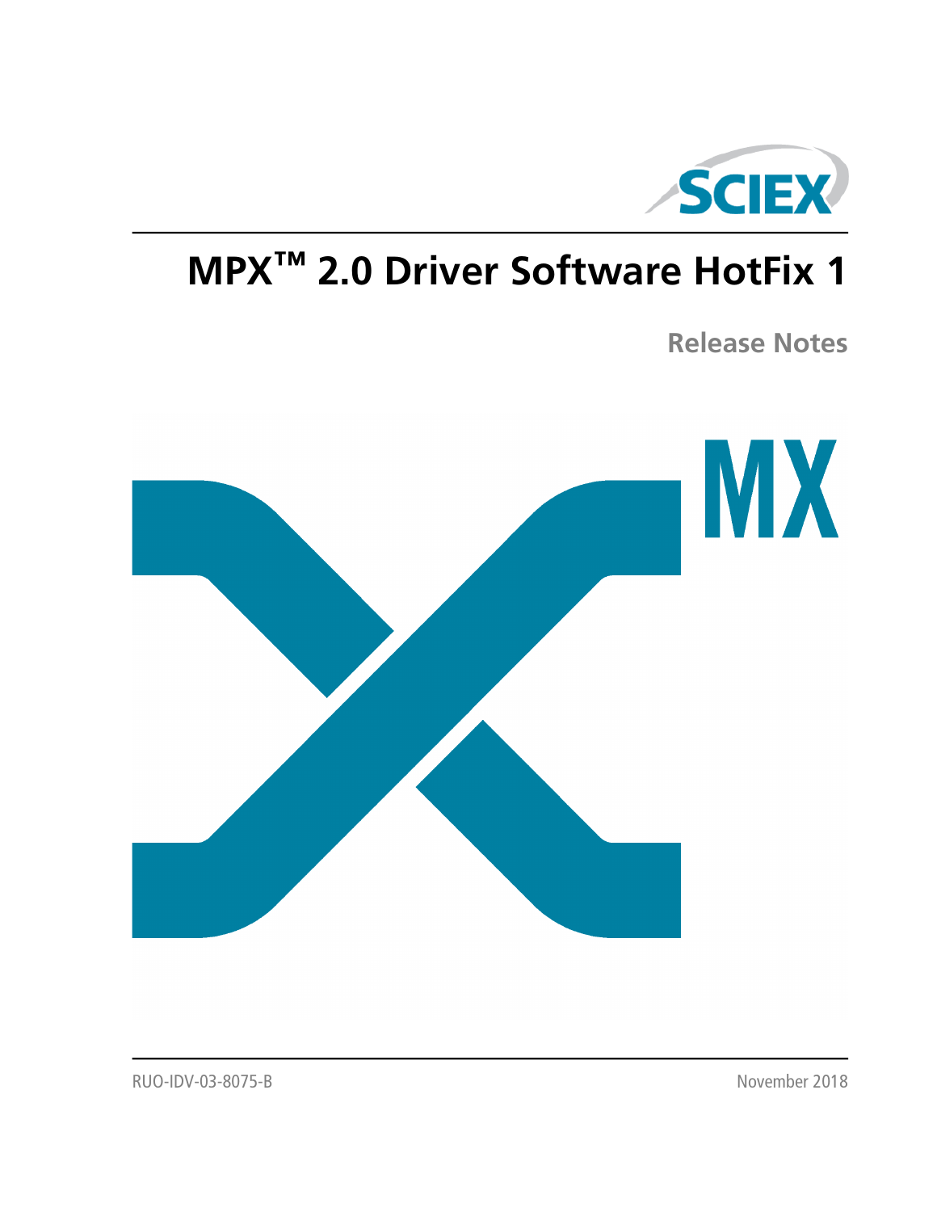# MPX™ 2.0 Driver Software HotFix 1

## Release Notes

RUO-IDV-03-8075-B

November 2018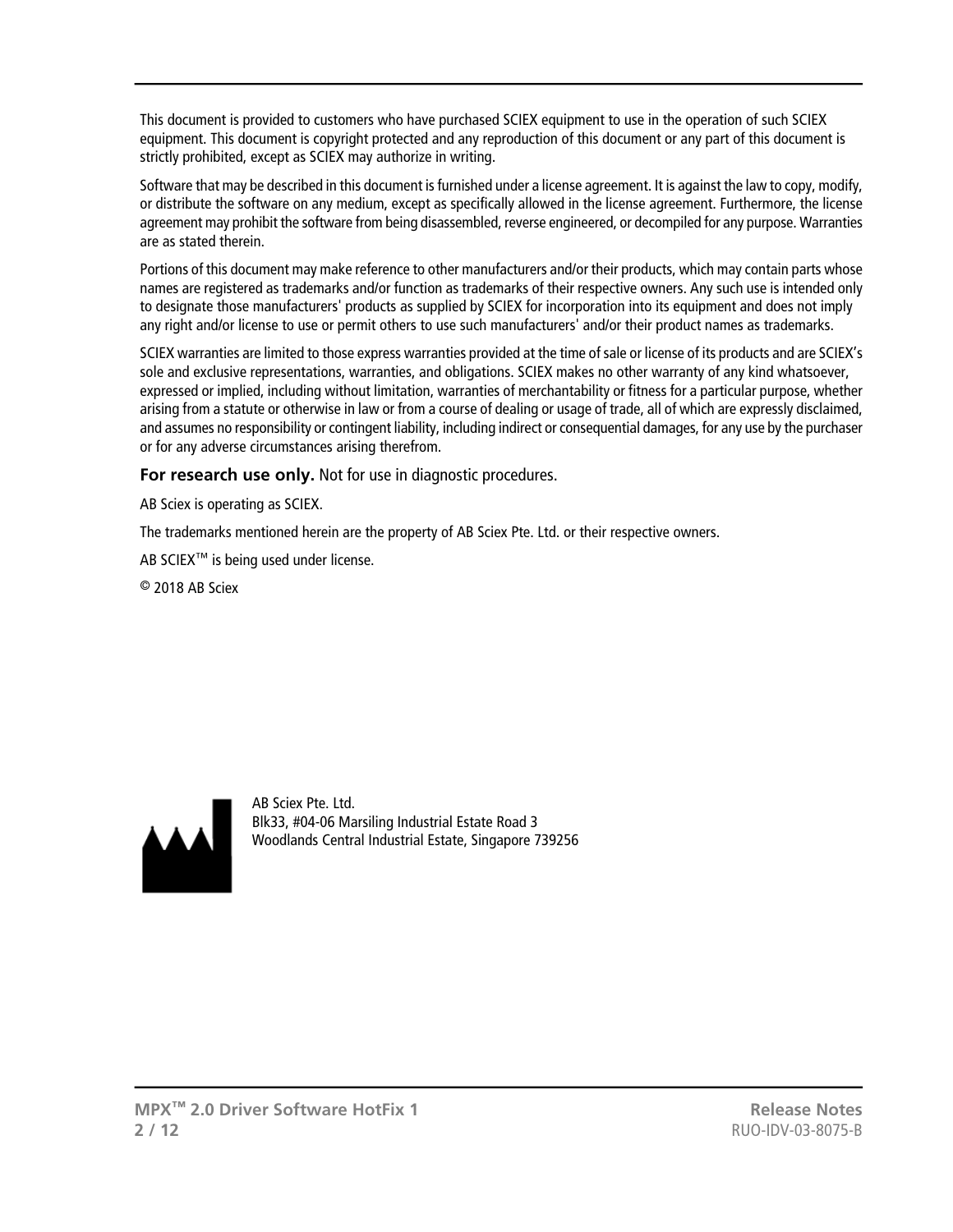This document is provided to customers who have purchased SCIEX equipment to use in the operation of such SCIEX equipment. This document is copyright protected and any reproduction of this document or any part of this document is strictly prohibited, except as SCIEX may authorize in writing.

Software that may be described in this document is furnished under a license agreement. It is against the law to copy, modify, or distribute the software on any medium, except as specifically allowed in the license agreement. Furthermore, the license agreement may prohibit the software from being disassembled, reverse engineered, or decompiled for any purpose. Warranties are as stated therein.

Portions of this document may make reference to other manufacturers and/or their products, which may contain parts whose names are registered as trademarks and/or function as trademarks of their respective owners. Any such use is intended only to designate those manufacturers' products as supplied by SCIEX for incorporation into its equipment and does not imply any right and/or license to use or permit others to use such manufacturers' and/or their product names as trademarks.

SCIEX warranties are limited to those express warranties provided at the time of sale or license of its products and are SCIEX's sole and exclusive representations, warranties, and obligations. SCIEX makes no other warranty of any kind whatsoever, expressed or implied, including without limitation, warranties of merchantability or fitness for a particular purpose, whether arising from a statute or otherwise in law or from a course of dealing or usage of trade, all of which are expressly disclaimed, and assumes no responsibility or contingent liability, including indirect or consequential damages, for any use by the purchaser or for any adverse circumstances arising therefrom.

**For research use only.** Not for use in diagnostic procedures.

AB Sciex is operating as SCIEX.

The trademarks mentioned herein are the property of AB Sciex Pte. Ltd. or their respective owners.

AB SCIEX™ is being used under license.

© 2018 AB Sciex

AB Sciex Pte. Ltd.
Blk33, #04-06 Marsiling Industrial Estate Road 3
Woodlands Central Industrial Estate, Singapore 739256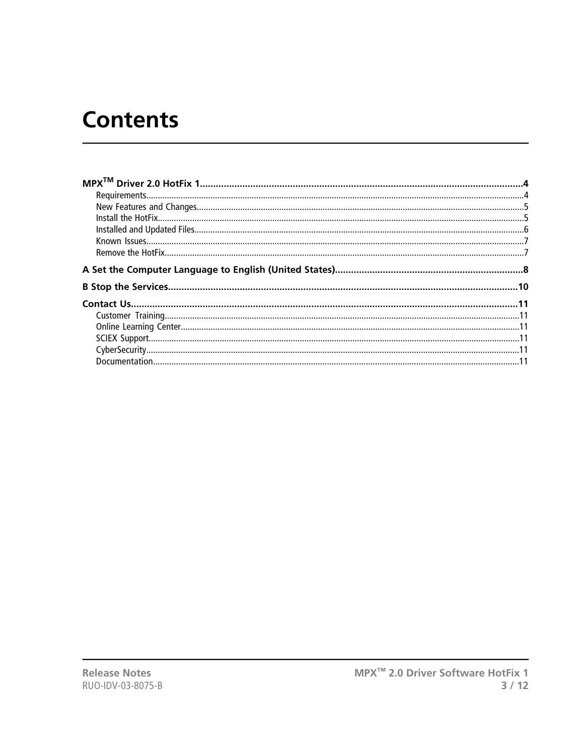# Contents

MPX™ Driver 2.0 HotFix 1....................................................................................................................4

- Requirements....................................................................................................................4
- New Features and Changes....................................................................................................................5
- Install the HotFix....................................................................................................................5
- Installed and Updated Files....................................................................................................................6
- Known Issues....................................................................................................................7
- Remove the HotFix....................................................................................................................7

A Set the Computer Language to English (United States)....................................................................................................................8

B Stop the Services....................................................................................................................10

Contact Us....................................................................................................................11

- Customer Training....................................................................................................................11
- Online Learning Center....................................................................................................................11
- SCIEX Support....................................................................................................................11
- CyberSecurity....................................................................................................................11
- Documentation....................................................................................................................11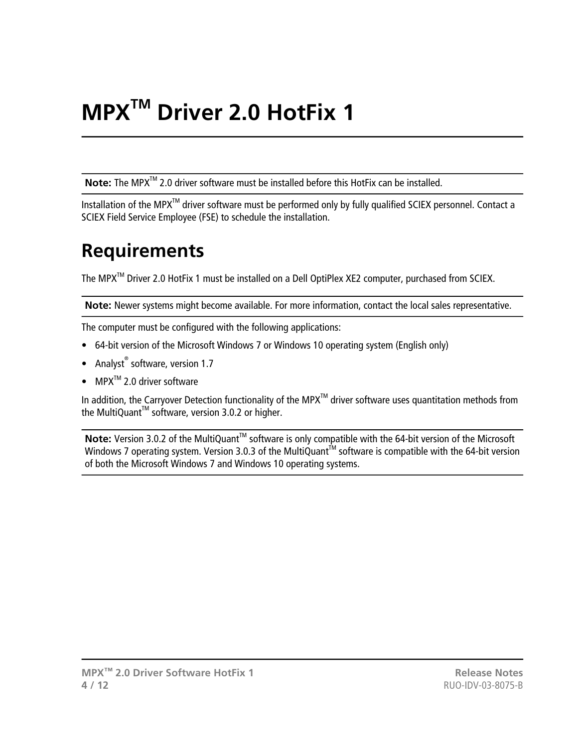# MPX™ Driver 2.0 HotFix 1

**Note:** The MPX™ 2.0 driver software must be installed before this HotFix can be installed.

Installation of the MPX™ driver software must be performed only by fully qualified SCIEX personnel. Contact a SCIEX Field Service Employee (FSE) to schedule the installation.

## Requirements

The MPX™ Driver 2.0 HotFix 1 must be installed on a Dell OptiPlex XE2 computer, purchased from SCIEX.

**Note:** Newer systems might become available. For more information, contact the local sales representative.

The computer must be configured with the following applications:

- 64-bit version of the Microsoft Windows 7 or Windows 10 operating system (English only)
- Analyst® software, version 1.7
- MPX™ 2.0 driver software

In addition, the Carryover Detection functionality of the MPX™ driver software uses quantitation methods from the MultiQuant™ software, version 3.0.2 or higher.

**Note:** Version 3.0.2 of the MultiQuant™ software is only compatible with the 64-bit version of the Microsoft Windows 7 operating system. Version 3.0.3 of the MultiQuant™ software is compatible with the 64-bit version of both the Microsoft Windows 7 and Windows 10 operating systems.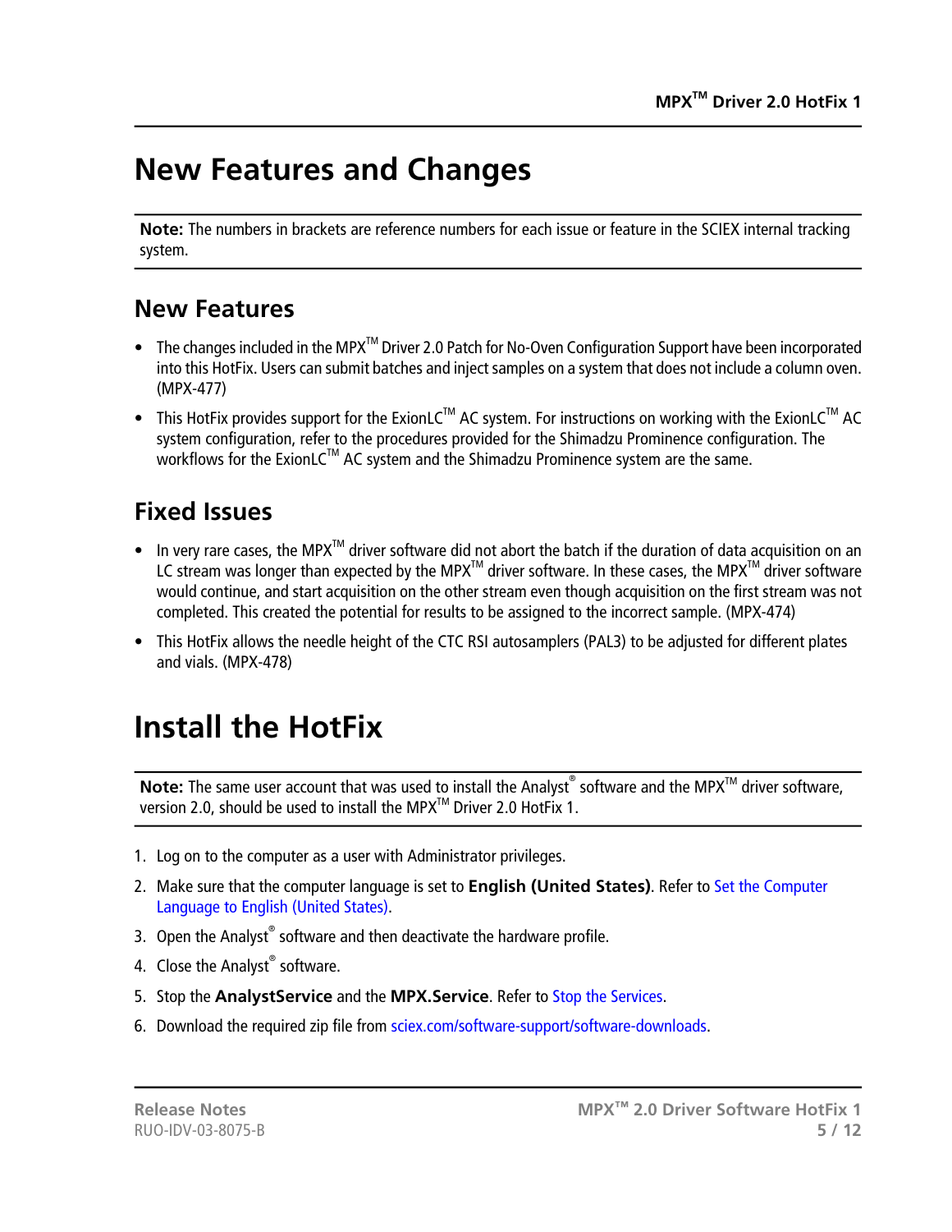# New Features and Changes

**Note:** The numbers in brackets are reference numbers for each issue or feature in the SCIEX internal tracking system.

## New Features

- The changes included in the MPX™ Driver 2.0 Patch for No-Oven Configuration Support have been incorporated into this HotFix. Users can submit batches and inject samples on a system that does not include a column oven. (MPX-477)
- This HotFix provides support for the ExionLC™ AC system. For instructions on working with the ExionLC™ AC system configuration, refer to the procedures provided for the Shimadzu Prominence configuration. The workflows for the ExionLC™ AC system and the Shimadzu Prominence system are the same.

## Fixed Issues

- In very rare cases, the MPX™ driver software did not abort the batch if the duration of data acquisition on an LC stream was longer than expected by the MPX™ driver software. In these cases, the MPX™ driver software would continue, and start acquisition on the other stream even though acquisition on the first stream was not completed. This created the potential for results to be assigned to the incorrect sample. (MPX-474)
- This HotFix allows the needle height of the CTC RSI autosamplers (PAL3) to be adjusted for different plates and vials. (MPX-478)

# Install the HotFix

**Note:** The same user account that was used to install the Analyst® software and the MPX™ driver software, version 2.0, should be used to install the MPX™ Driver 2.0 HotFix 1.

1. Log on to the computer as a user with Administrator privileges.
2. Make sure that the computer language is set to **English (United States)**. Refer to Set the Computer Language to English (United States).
3. Open the Analyst® software and then deactivate the hardware profile.
4. Close the Analyst® software.
5. Stop the **AnalystService** and the **MPX.Service**. Refer to Stop the Services.
6. Download the required zip file from sciex.com/software-support/software-downloads.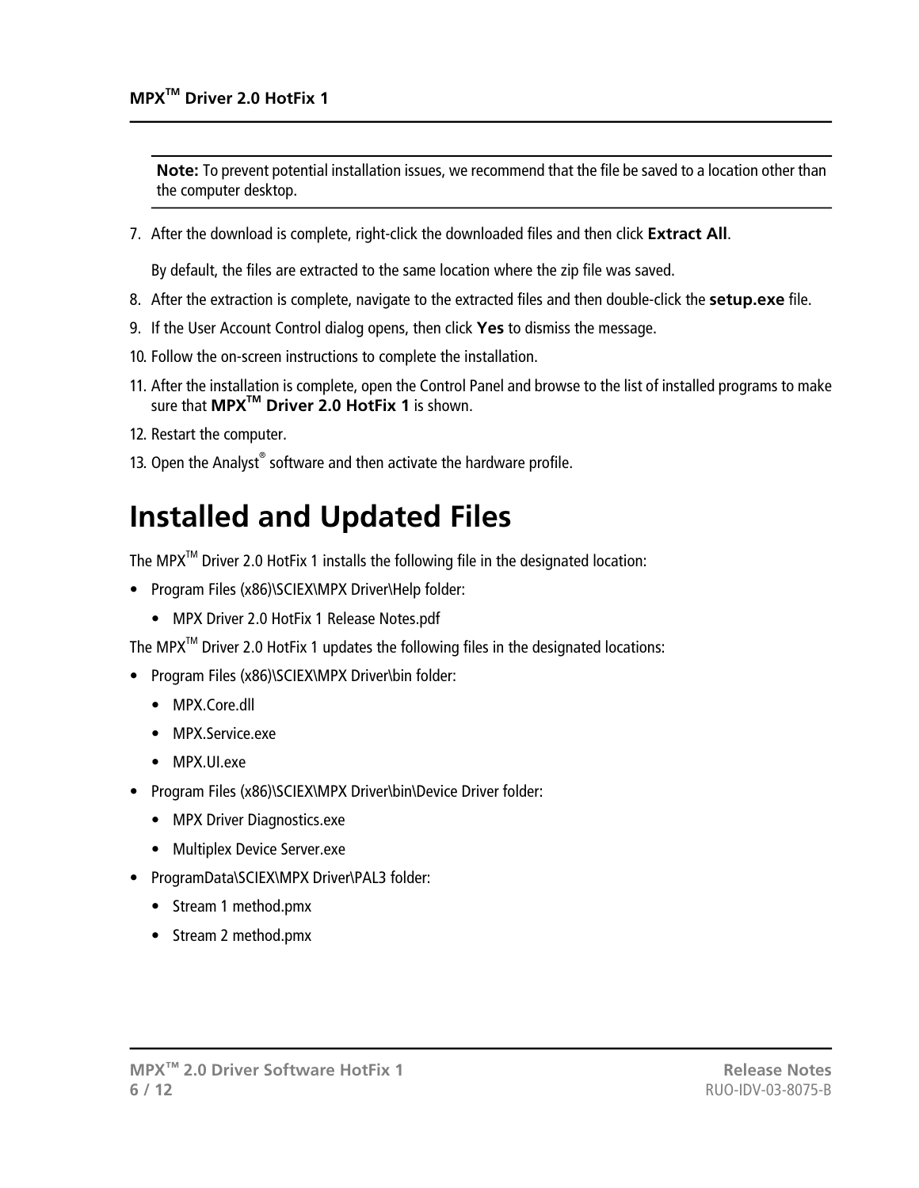**Note:** To prevent potential installation issues, we recommend that the file be saved to a location other than the computer desktop.

7. After the download is complete, right-click the downloaded files and then click **Extract All**.

   By default, the files are extracted to the same location where the zip file was saved.

8. After the extraction is complete, navigate to the extracted files and then double-click the **setup.exe** file.
9. If the User Account Control dialog opens, then click **Yes** to dismiss the message.
10. Follow the on-screen instructions to complete the installation.
11. After the installation is complete, open the Control Panel and browse to the list of installed programs to make sure that **MPX™ Driver 2.0 HotFix 1** is shown.
12. Restart the computer.
13. Open the Analyst® software and then activate the hardware profile.

# Installed and Updated Files

The MPX™ Driver 2.0 HotFix 1 installs the following file in the designated location:

- Program Files (x86)\SCIEX\MPX Driver\Help folder:
  - MPX Driver 2.0 HotFix 1 Release Notes.pdf

The MPX™ Driver 2.0 HotFix 1 updates the following files in the designated locations:

- Program Files (x86)\SCIEX\MPX Driver\bin folder:
  - MPX.Core.dll
  - MPX.Service.exe
  - MPX.UI.exe
- Program Files (x86)\SCIEX\MPX Driver\bin\Device Driver folder:
  - MPX Driver Diagnostics.exe
  - Multiplex Device Server.exe
- ProgramData\SCIEX\MPX Driver\PAL3 folder:
  - Stream 1 method.pmx
  - Stream 2 method.pmx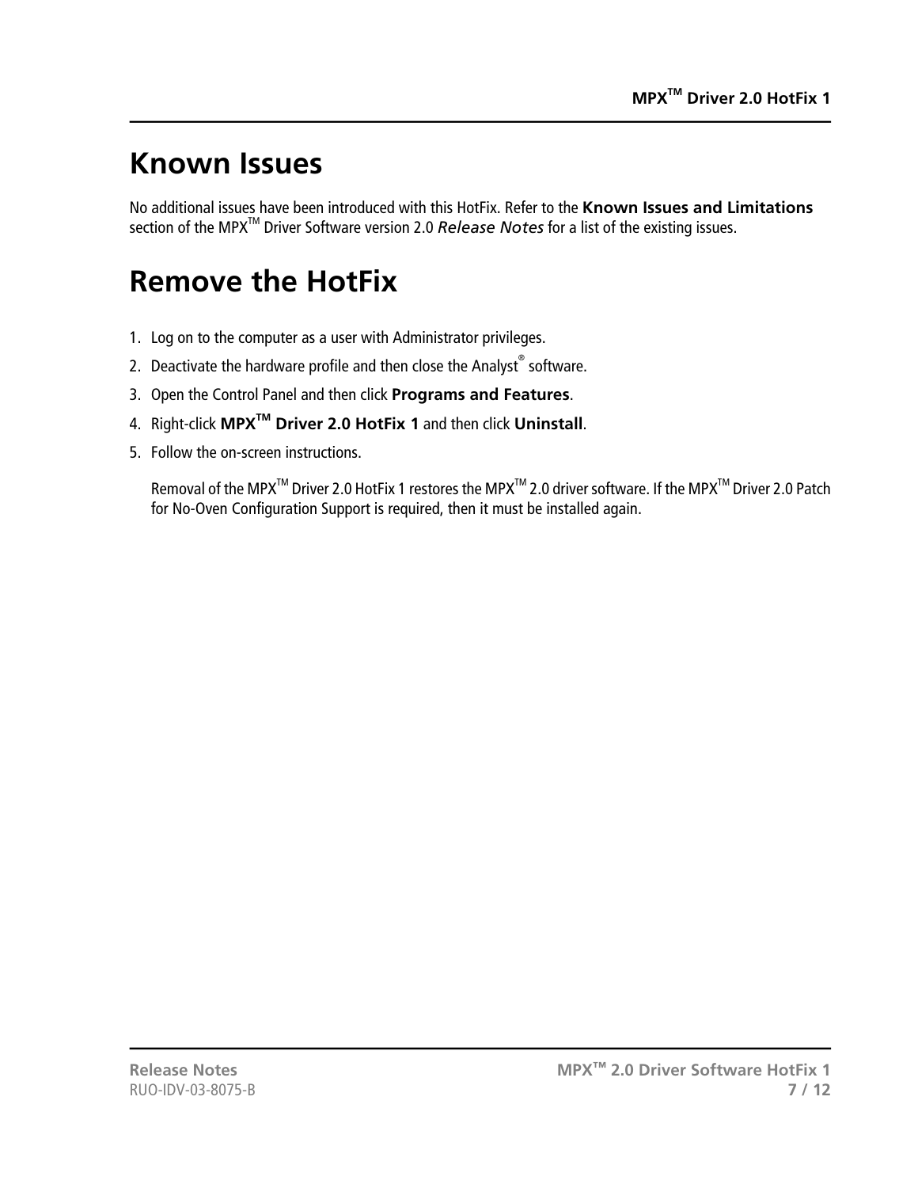# Known Issues

No additional issues have been introduced with this HotFix. Refer to the **Known Issues and Limitations** section of the MPX™ Driver Software version 2.0 *Release Notes* for a list of the existing issues.

# Remove the HotFix

1. Log on to the computer as a user with Administrator privileges.
2. Deactivate the hardware profile and then close the Analyst® software.
3. Open the Control Panel and then click **Programs and Features**.
4. Right-click **MPX™ Driver 2.0 HotFix 1** and then click **Uninstall**.
5. Follow the on-screen instructions.

   Removal of the MPX™ Driver 2.0 HotFix 1 restores the MPX™ 2.0 driver software. If the MPX™ Driver 2.0 Patch for No-Oven Configuration Support is required, then it must be installed again.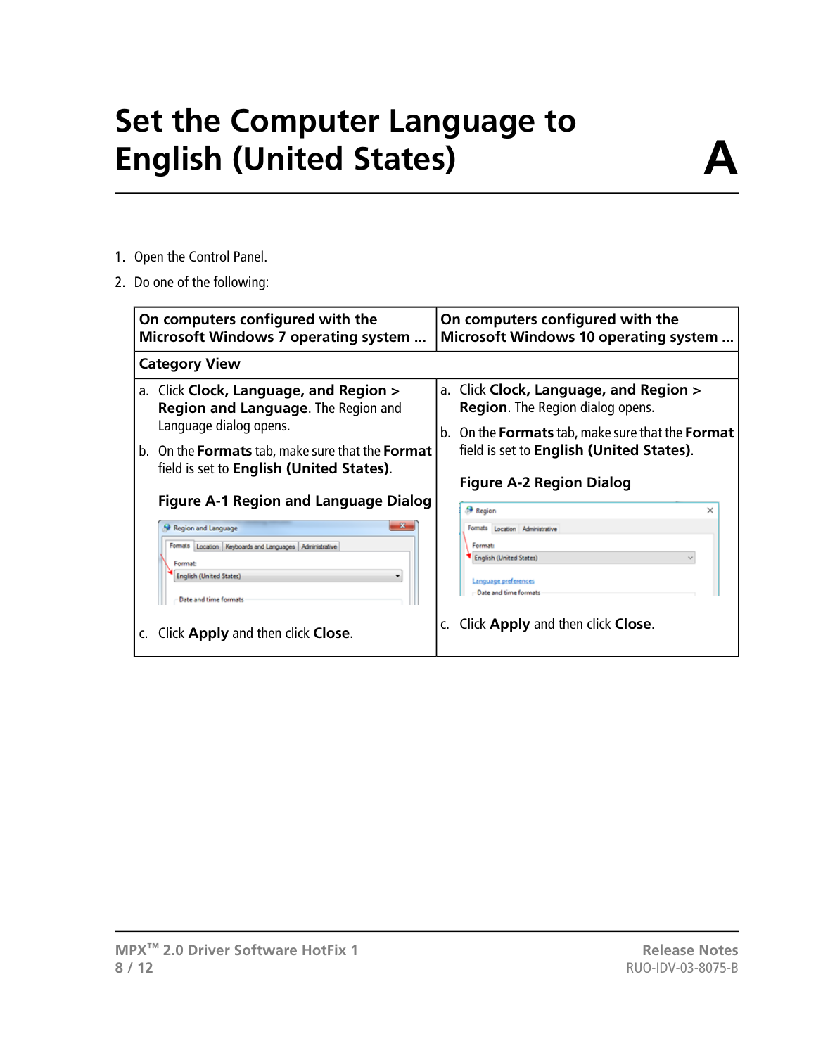# Set the Computer Language to English (United States)

**A**

1. Open the Control Panel.
2. Do one of the following:

| On computers configured with the Microsoft Windows 7 operating system ... | On computers configured with the Microsoft Windows 10 operating system ... |
|---|---|
| **Category View** | |
| a. Click **Clock, Language, and Region > Region and Language**. The Region and Language dialog opens.<br>b. On the **Formats** tab, make sure that the **Format** field is set to **English (United States)**.<br>**Figure A-1 Region and Language Dialog**<br>c. Click **Apply** and then click **Close**. | a. Click **Clock, Language, and Region > Region**. The Region dialog opens.<br>b. On the **Formats** tab, make sure that the **Format** field is set to **English (United States)**.<br>**Figure A-2 Region Dialog**<br>c. Click **Apply** and then click **Close**. |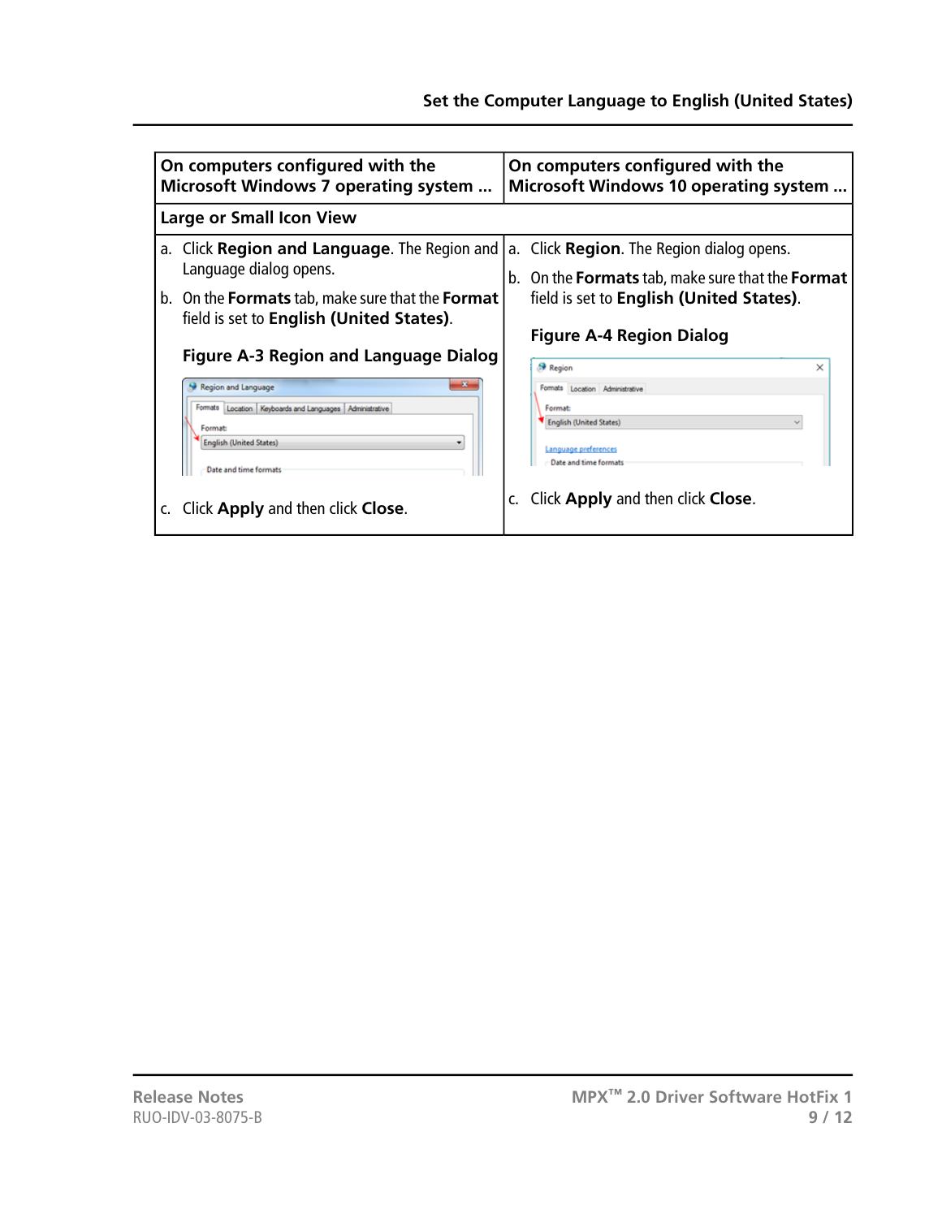| On computers configured with the Microsoft Windows 7 operating system ... | On computers configured with the Microsoft Windows 10 operating system ... |
| --- | --- |
| **Large or Small Icon View** | |
| a. Click **Region and Language**. The Region and Language dialog opens.<br>b. On the **Formats** tab, make sure that the **Format** field is set to **English (United States)**.<br>**Figure A-3 Region and Language Dialog**<br>c. Click **Apply** and then click **Close**. | a. Click **Region**. The Region dialog opens.<br>b. On the **Formats** tab, make sure that the **Format** field is set to **English (United States)**.<br>**Figure A-4 Region Dialog**<br>c. Click **Apply** and then click **Close**. |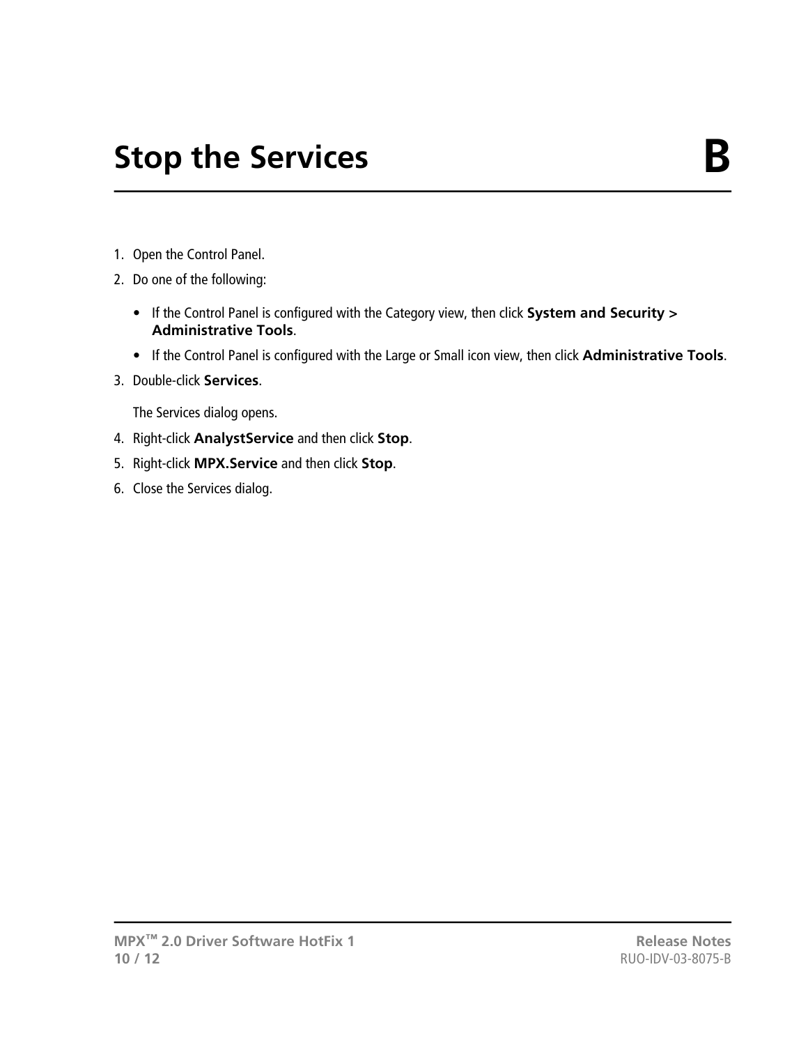# Stop the Services B

1. Open the Control Panel.
2. Do one of the following:
   - If the Control Panel is configured with the Category view, then click **System and Security > Administrative Tools**.
   - If the Control Panel is configured with the Large or Small icon view, then click **Administrative Tools**.
3. Double-click **Services**.

   The Services dialog opens.
4. Right-click **AnalystService** and then click **Stop**.
5. Right-click **MPX.Service** and then click **Stop**.
6. Close the Services dialog.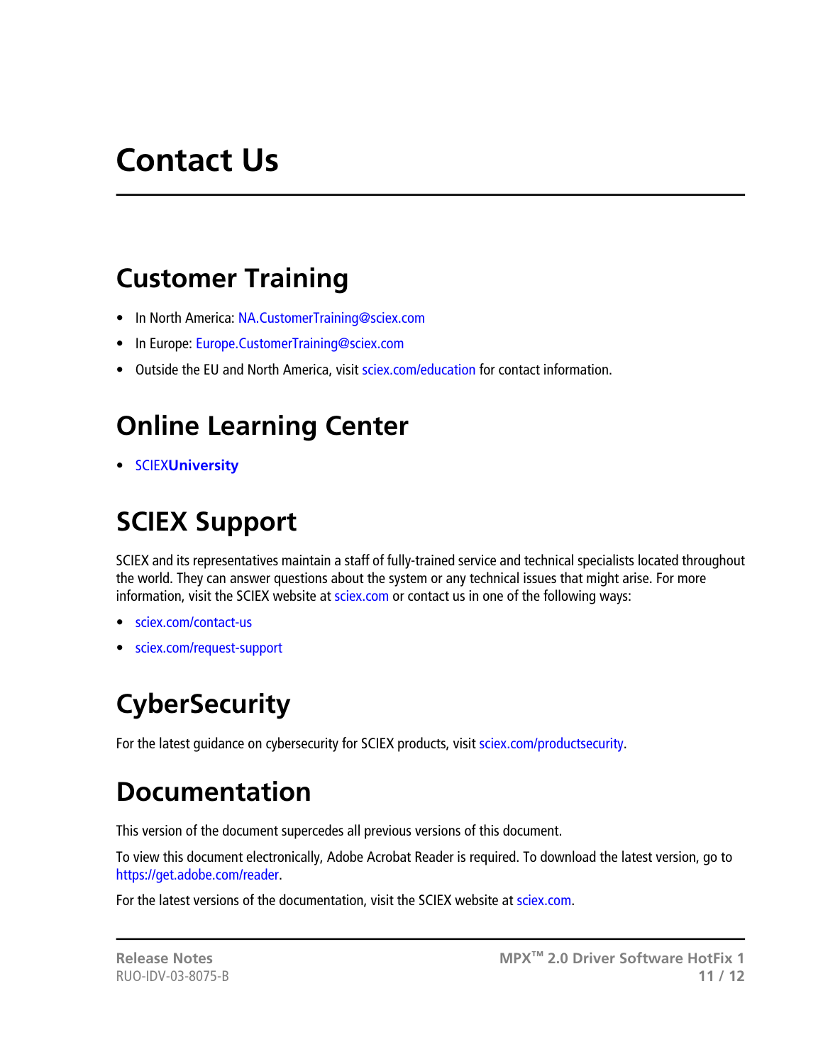# Contact Us

## Customer Training

- In North America: NA.CustomerTraining@sciex.com
- In Europe: Europe.CustomerTraining@sciex.com
- Outside the EU and North America, visit sciex.com/education for contact information.

## Online Learning Center

- SCIEX**University**

## SCIEX Support

SCIEX and its representatives maintain a staff of fully-trained service and technical specialists located throughout the world. They can answer questions about the system or any technical issues that might arise. For more information, visit the SCIEX website at sciex.com or contact us in one of the following ways:

- sciex.com/contact-us
- sciex.com/request-support

## CyberSecurity

For the latest guidance on cybersecurity for SCIEX products, visit sciex.com/productsecurity.

## Documentation

This version of the document supercedes all previous versions of this document.

To view this document electronically, Adobe Acrobat Reader is required. To download the latest version, go to https://get.adobe.com/reader.

For the latest versions of the documentation, visit the SCIEX website at sciex.com.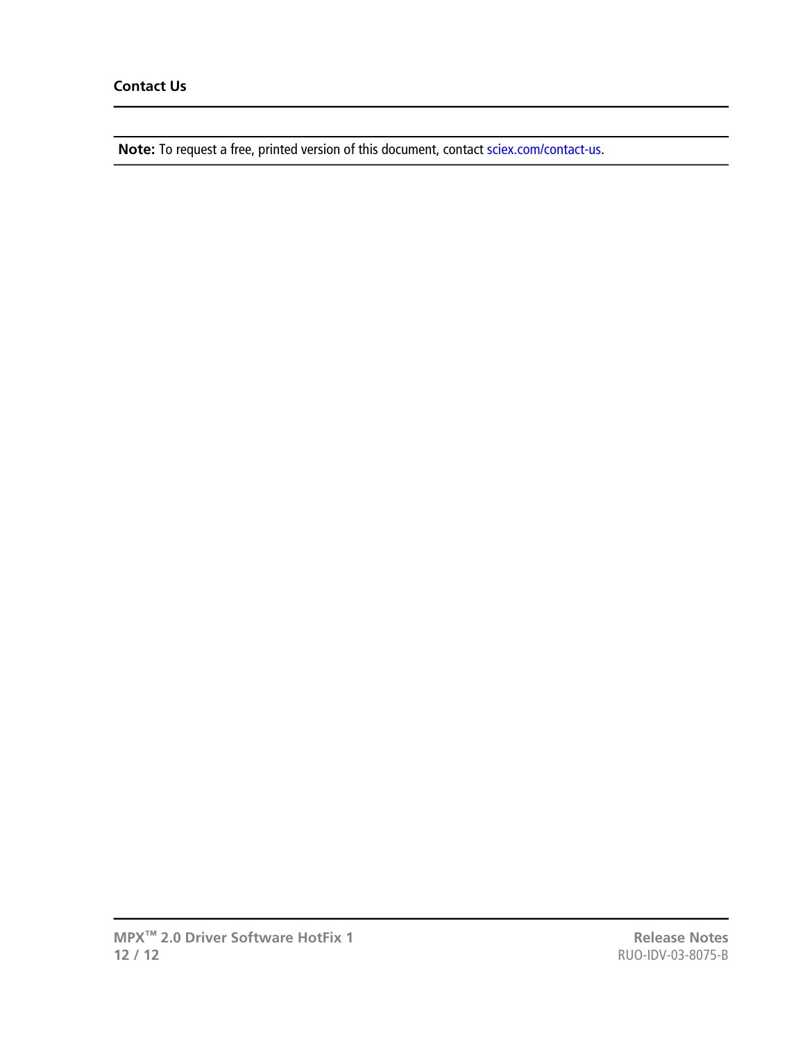## Contact Us

**Note:** To request a free, printed version of this document, contact sciex.com/contact-us.